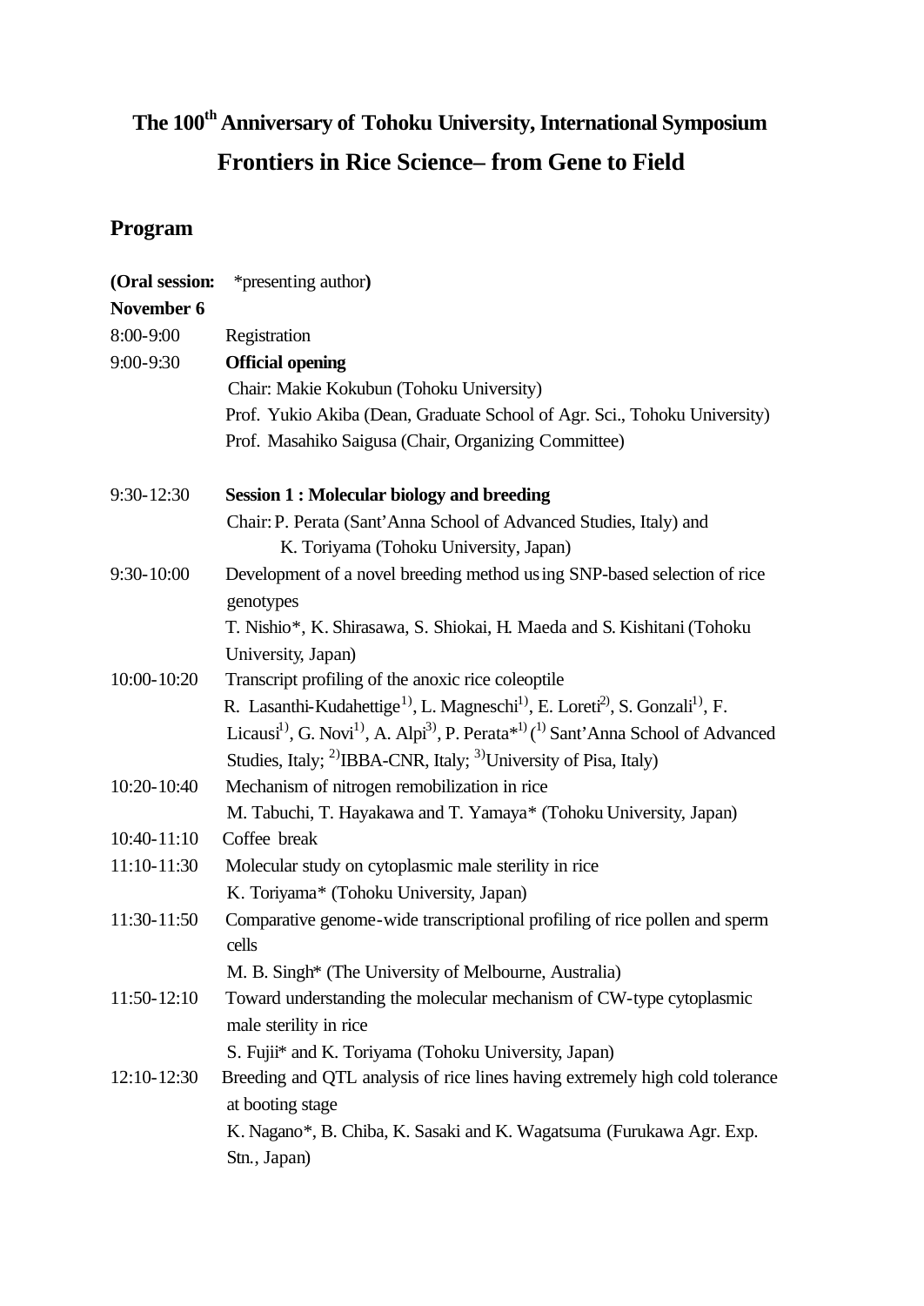# The 100th Anniversary of Tohoku University, International Symposium

## Frontiers in Rice Science– from Gene to Field

## Program

**(Oral session:** *presenting author**)**

**November 6**

8:00-9:00 Registration

9:00-9:30 **Official opening**

Chair: Makie Kokubun (Tohoku University)

Prof. Yukio Akiba (Dean, Graduate School of Agr. Sci., Tohoku University)

Prof. Masahiko Saigusa (Chair, Organizing Committee)

9:30-12:30 **Session 1 : Molecular biology and breeding**

Chair: P. Perata (Sant'Anna School of Advanced Studies, Italy) and K. Toriyama (Tohoku University, Japan)

9:30-10:00 Development of a novel breeding method using SNP-based selection of rice genotypes

T. Nishio*, K. Shirasawa, S. Shiokai, H. Maeda and S. Kishitani (Tohoku University, Japan)

10:00-10:20 Transcript profiling of the anoxic rice coleoptile

R. Lasanthi-Kudahettige[1)], L. Magneschi[1)], E. Loreti[2)], S. Gonzali[1)], F. Licausi[1)], G. Novi[1)], A. Alpi[3)], P. Perata*[1)] ([1)] Sant'Anna School of Advanced Studies, Italy; [2)]IBBA-CNR, Italy; [3)]University of Pisa, Italy)

10:20-10:40 Mechanism of nitrogen remobilization in rice

M. Tabuchi, T. Hayakawa and T. Yamaya* (Tohoku University, Japan)

10:40-11:10 Coffee break

11:10-11:30 Molecular study on cytoplasmic male sterility in rice

K. Toriyama* (Tohoku University, Japan)

11:30-11:50 Comparative genome-wide transcriptional profiling of rice pollen and sperm cells

M. B. Singh* (The University of Melbourne, Australia)

11:50-12:10 Toward understanding the molecular mechanism of CW-type cytoplasmic male sterility in rice

S. Fujii* and K. Toriyama (Tohoku University, Japan)

12:10-12:30 Breeding and QTL analysis of rice lines having extremely high cold tolerance at booting stage

K. Nagano*, B. Chiba, K. Sasaki and K. Wagatsuma (Furukawa Agr. Exp. Stn., Japan)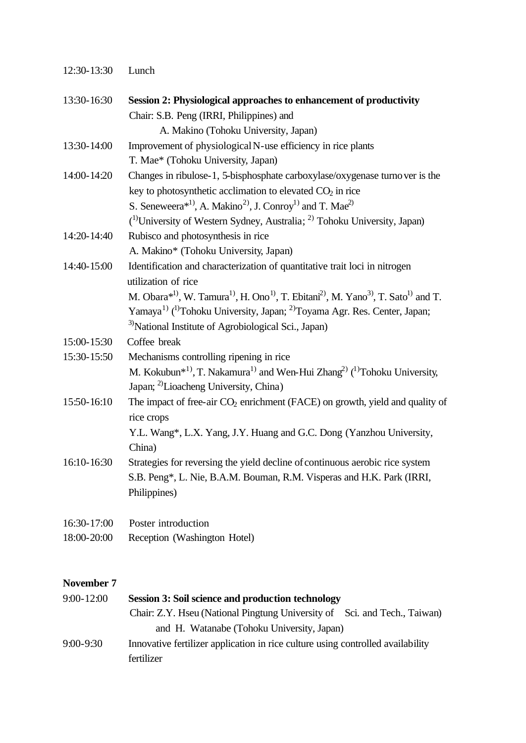12:30-13:30 Lunch

13:30-16:30 **Session 2: Physiological approaches to enhancement of productivity**
Chair: S.B. Peng (IRRI, Philippines) and
A. Makino (Tohoku University, Japan)

13:30-14:00 Improvement of physiological N-use efficiency in rice plants
T. Mae* (Tohoku University, Japan)

14:00-14:20 Changes in ribulose-1, 5-bisphosphate carboxylase/oxygenase turnover is the key to photosynthetic acclimation to elevated $CO_2$ in rice
S. Seneweera*[1)], A. Makino[2)], J. Conroy[1)] and T. Mae[2)]
([1)]University of Western Sydney, Australia; [2)] Tohoku University, Japan)

14:20-14:40 Rubisco and photosynthesis in rice
A. Makino* (Tohoku University, Japan)

14:40-15:00 Identification and characterization of quantitative trait loci in nitrogen utilization of rice
M. Obara*[1)], W. Tamura[1)], H. Ono[1)], T. Ebitani[2)], M. Yano[3)], T. Sato[1)] and T. Yamaya[1)] ([1)]Tohoku University, Japan; [2)]Toyama Agr. Res. Center, Japan; [3)]National Institute of Agrobiological Sci., Japan)

15:00-15:30 Coffee break

15:30-15:50 Mechanisms controlling ripening in rice
M. Kokubun*[1)], T. Nakamura[1)] and Wen-Hui Zhang[2)] ([1)]Tohoku University, Japan; [2)]Lioacheng University, China)

15:50-16:10 The impact of free-air $CO_2$ enrichment (FACE) on growth, yield and quality of rice crops
Y.L. Wang*, L.X. Yang, J.Y. Huang and G.C. Dong (Yanzhou University, China)

16:10-16:30 Strategies for reversing the yield decline of continuous aerobic rice system
S.B. Peng*, L. Nie, B.A.M. Bouman, R.M. Visperas and H.K. Park (IRRI, Philippines)

16:30-17:00 Poster introduction

18:00-20:00 Reception (Washington Hotel)

**November 7**

9:00-12:00 **Session 3: Soil science and production technology**
Chair: Z.Y. Hseu (National Pingtung University of Sci. and Tech., Taiwan)
and H. Watanabe (Tohoku University, Japan)

9:00-9:30 Innovative fertilizer application in rice culture using controlled availability fertilizer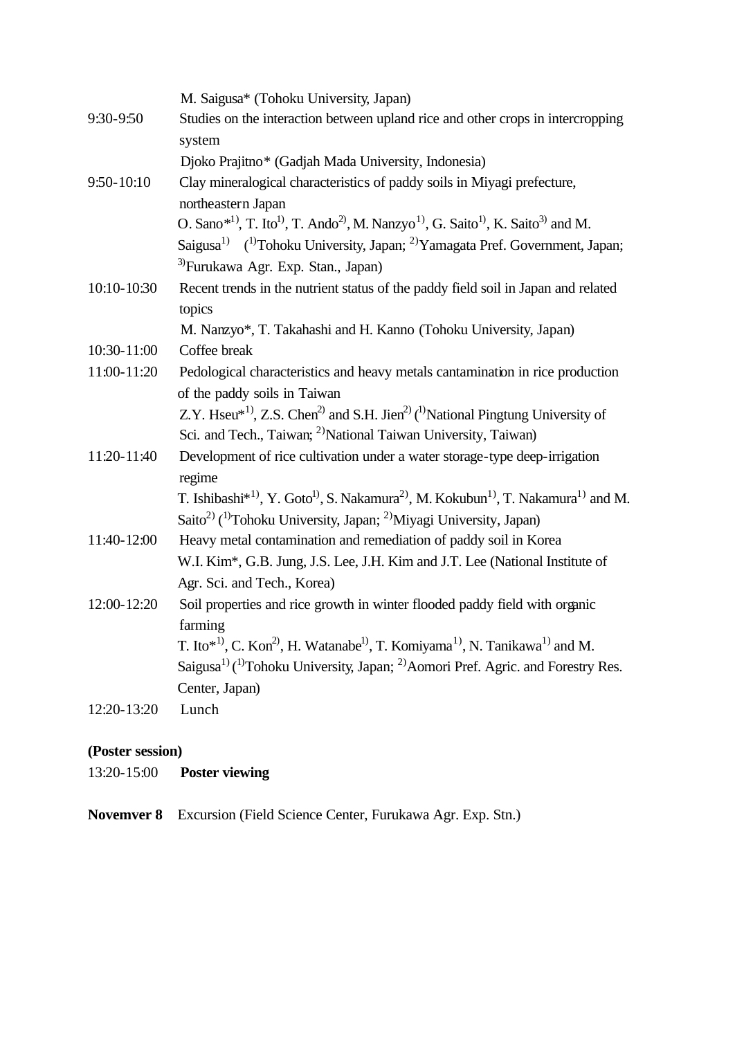M. Saigusa* (Tohoku University, Japan)

9:30-9:50 Studies on the interaction between upland rice and other crops in intercropping system

Djoko Prajitno* (Gadjah Mada University, Indonesia)

9:50-10:10 Clay mineralogical characteristics of paddy soils in Miyagi prefecture, northeastern Japan

O. Sano*[1)], T. Ito[1)], T. Ando[2)], M. Nanzyo[1)], G. Saito[1)], K. Saito[3)] and M. Saigusa[1)] ([1)]Tohoku University, Japan; [2)]Yamagata Pref. Government, Japan; [3)]Furukawa Agr. Exp. Stan., Japan)

10:10-10:30 Recent trends in the nutrient status of the paddy field soil in Japan and related topics

M. Nanzyo*, T. Takahashi and H. Kanno (Tohoku University, Japan)

10:30-11:00 Coffee break

11:00-11:20 Pedological characteristics and heavy metals cantamination in rice production of the paddy soils in Taiwan

Z.Y. Hseu*[1)], Z.S. Chen[2)] and S.H. Jien[2)] ([1)]National Pingtung University of Sci. and Tech., Taiwan; [2)]National Taiwan University, Taiwan)

11:20-11:40 Development of rice cultivation under a water storage-type deep-irrigation regime

T. Ishibashi*[1)], Y. Goto[1)], S. Nakamura[2)], M. Kokubun[1)], T. Nakamura[1)] and M. Saito[2)] ([1)]Tohoku University, Japan; [2)]Miyagi University, Japan)

11:40-12:00 Heavy metal contamination and remediation of paddy soil in Korea

W.I. Kim*, G.B. Jung, J.S. Lee, J.H. Kim and J.T. Lee (National Institute of Agr. Sci. and Tech., Korea)

12:00-12:20 Soil properties and rice growth in winter flooded paddy field with organic farming

T. Ito*[1)], C. Kon[2)], H. Watanabe[1)], T. Komiyama[1)], N. Tanikawa[1)] and M. Saigusa[1)] ([1)]Tohoku University, Japan; [2)]Aomori Pref. Agric. and Forestry Res. Center, Japan)

12:20-13:20 Lunch

**(Poster session)**

13:20-15:00 **Poster viewing**

**Novemver 8** Excursion (Field Science Center, Furukawa Agr. Exp. Stn.)